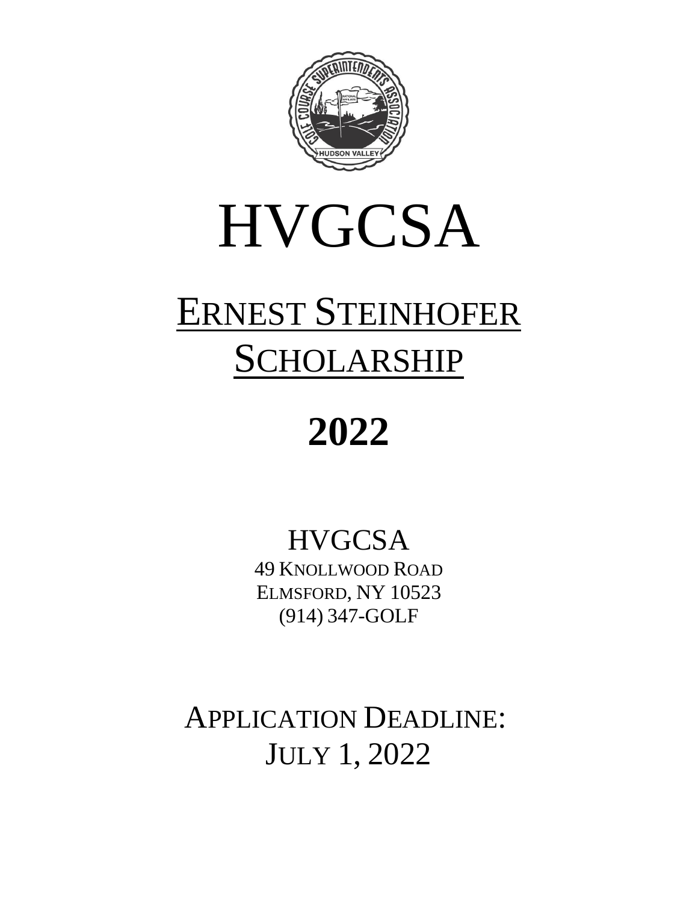# HVGCSA

## ERNEST STEINHOFER SCHOLARSHIP

## 2022

HVGCSA
49 KNOLLWOOD ROAD
ELMSFORD, NY 10523
(914) 347-GOLF

APPLICATION DEADLINE:
JULY 1, 2022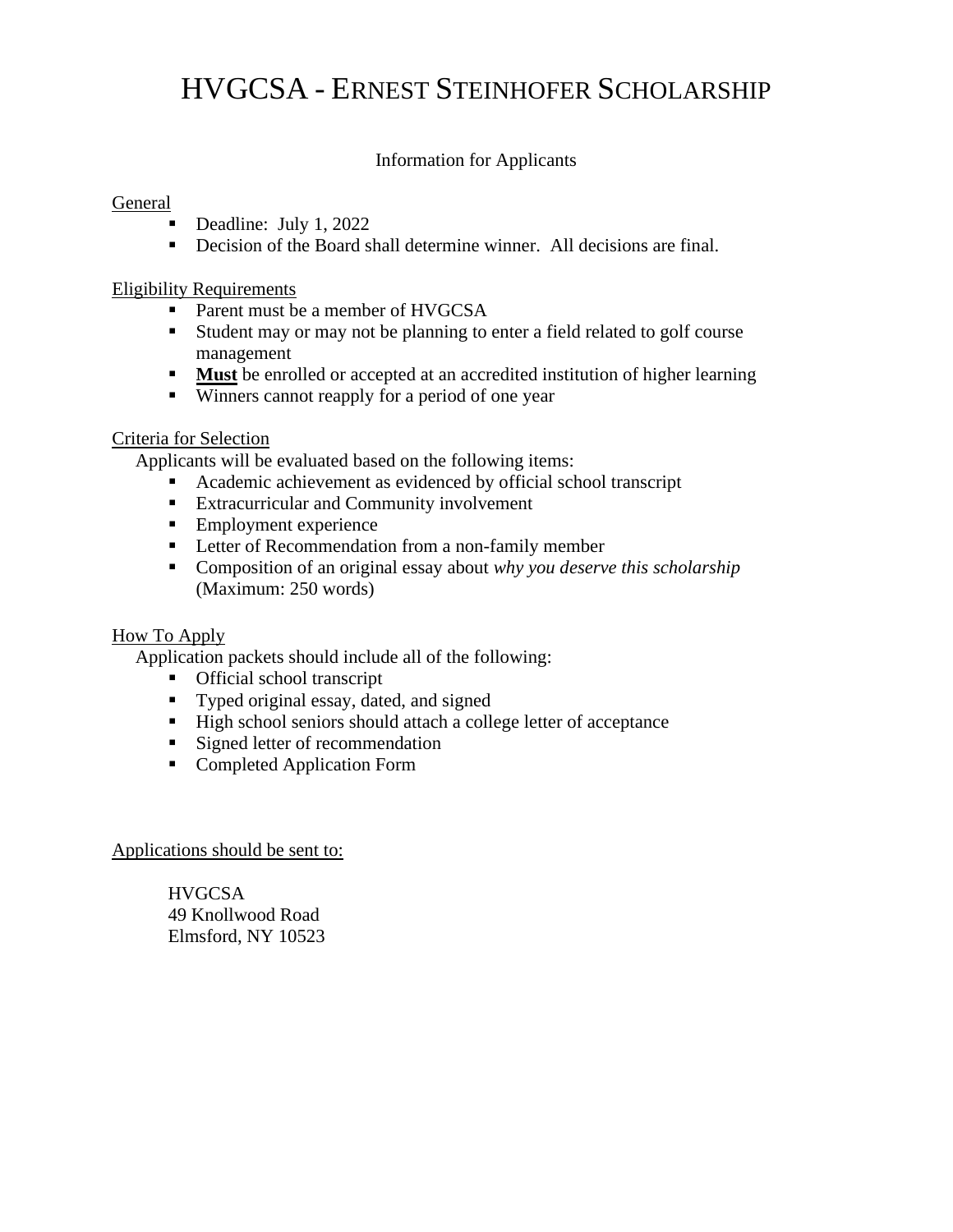# HVGCSA - Ernest Steinhofer Scholarship

Information for Applicants

General

- Deadline: July 1, 2022
- Decision of the Board shall determine winner. All decisions are final.

Eligibility Requirements

- Parent must be a member of HVGCSA
- Student may or may not be planning to enter a field related to golf course management
- **Must** be enrolled or accepted at an accredited institution of higher learning
- Winners cannot reapply for a period of one year

Criteria for Selection

Applicants will be evaluated based on the following items:

- Academic achievement as evidenced by official school transcript
- Extracurricular and Community involvement
- Employment experience
- Letter of Recommendation from a non-family member
- Composition of an original essay about *why you deserve this scholarship* (Maximum: 250 words)

How To Apply

Application packets should include all of the following:

- Official school transcript
- Typed original essay, dated, and signed
- High school seniors should attach a college letter of acceptance
- Signed letter of recommendation
- Completed Application Form

Applications should be sent to:

HVGCSA
49 Knollwood Road
Elmsford, NY 10523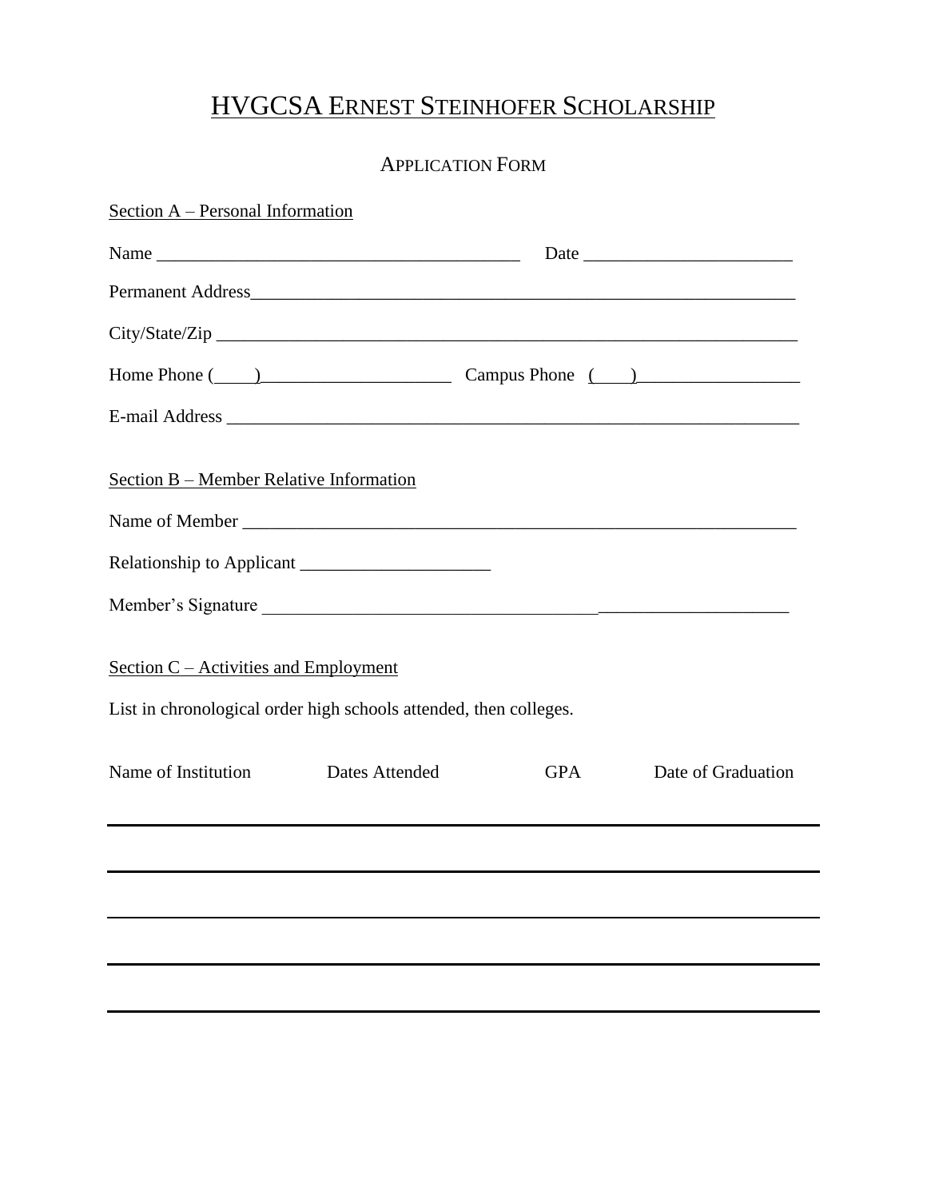# HVGCSA ERNEST STEINHOFER SCHOLARSHIP

## APPLICATION FORM

Section A – Personal Information

Name ________________________________________ Date ______________________

Permanent Address____________________________________________________________

City/State/Zip _________________________________________________________________

Home Phone (____)____________________ Campus Phone (____)_________________

E-mail Address _________________________________________________________________

Section B – Member Relative Information

Name of Member ________________________________________________________________

Relationship to Applicant _____________________

Member's Signature __________________________________________________________

Section C – Activities and Employment

List in chronological order high schools attended, then colleges.

| Name of Institution | Dates Attended | GPA | Date of Graduation |
| --- | --- | --- | --- |
| | | | |
| | | | |
| | | | |
| | | | |
| | | | |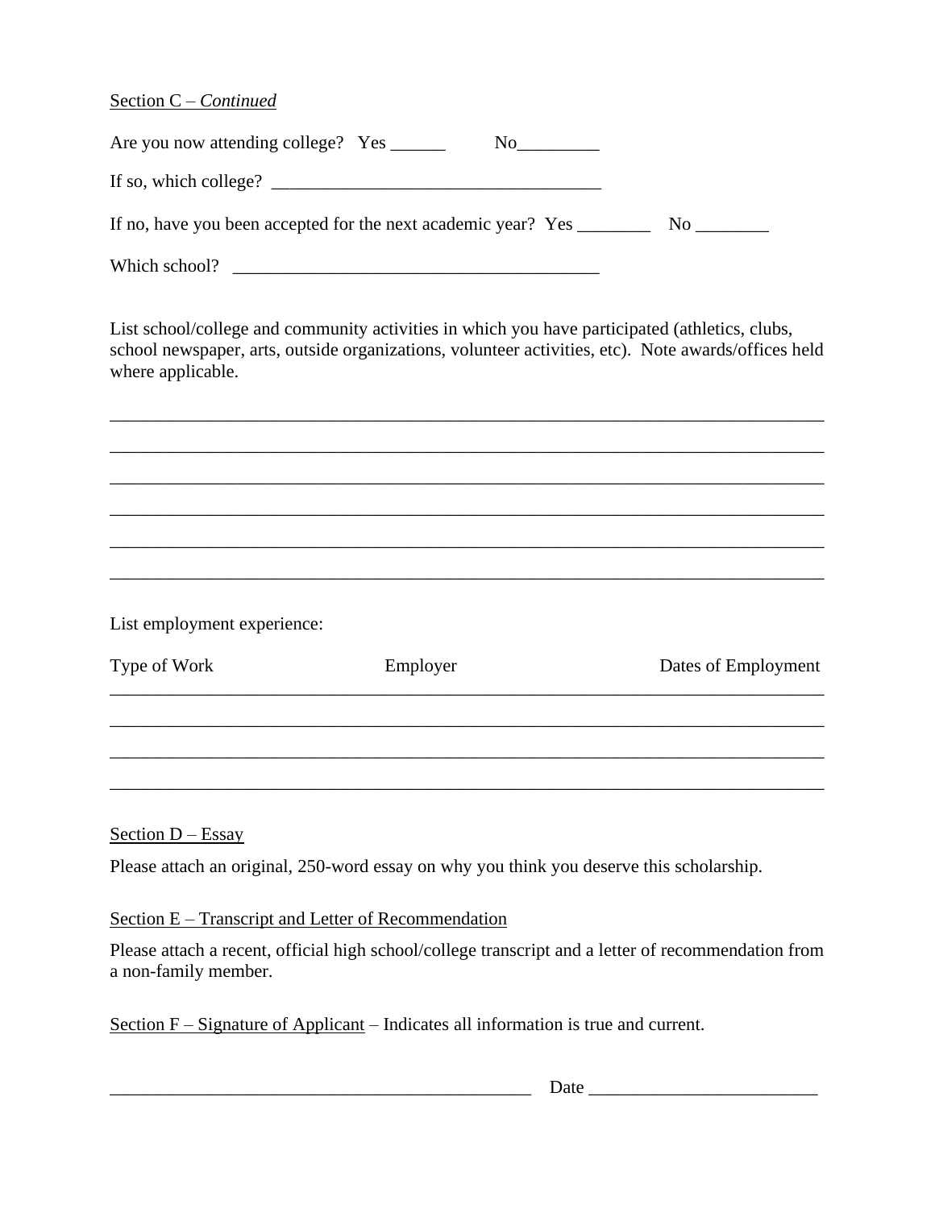Section C – *Continued*

Are you now attending college? Yes ______ No_________

If so, which college? ____________________________________

If no, have you been accepted for the next academic year? Yes ________ No ________

Which school? ________________________________________

List school/college and community activities in which you have participated (athletics, clubs, school newspaper, arts, outside organizations, volunteer activities, etc). Note awards/offices held where applicable.

______________________________________________________________________________

______________________________________________________________________________

______________________________________________________________________________

______________________________________________________________________________

______________________________________________________________________________

______________________________________________________________________________

List employment experience:

Type of Work Employer Dates of Employment

______________________________________________________________________________

______________________________________________________________________________

______________________________________________________________________________

______________________________________________________________________________

Section D – Essay

Please attach an original, 250-word essay on why you think you deserve this scholarship.

Section E – Transcript and Letter of Recommendation

Please attach a recent, official high school/college transcript and a letter of recommendation from a non-family member.

Section F – Signature of Applicant – Indicates all information is true and current.

_______________________________________________ Date _________________________